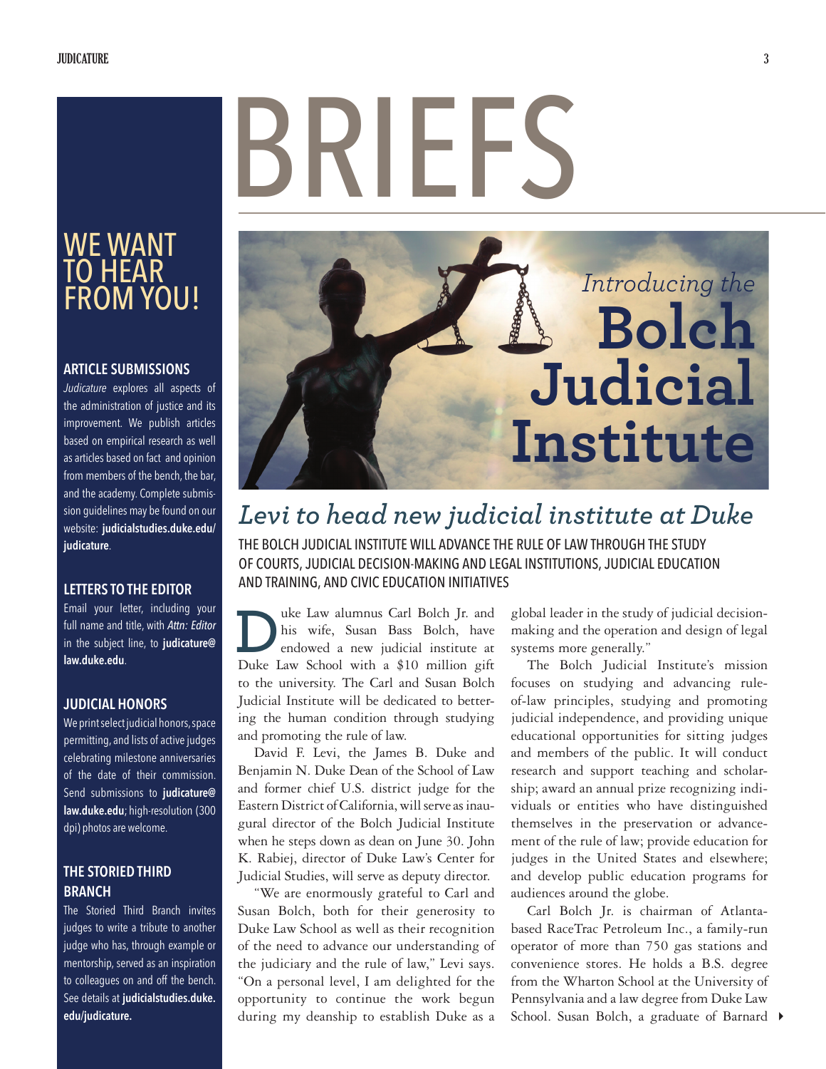# BRIEFS

## WE WANT TO HEAR FROM YOU!

### ARTICLE SUBMISSIONS

*Judicature* explores all aspects of the administration of justice and its improvement. We publish articles based on empirical research as well as articles based on fact and opinion from members of the bench, the bar, and the academy. Complete submission guidelines may be found on our website: **judicialstudies.duke.edu/judicature**.

### LETTERS TO THE EDITOR

Email your letter, including your full name and title, with *Attn: Editor* in the subject line, to **judicature@law.duke.edu**.

### JUDICIAL HONORS

We print select judicial honors, space permitting, and lists of active judges celebrating milestone anniversaries of the date of their commission. Send submissions to **judicature@law.duke.edu**; high-resolution (300 dpi) photos are welcome.

### THE STORIED THIRD BRANCH

The Storied Third Branch invites judges to write a tribute to another judge who has, through example or mentorship, served as an inspiration to colleagues on and off the bench. See details at **judicialstudies.duke.edu/judicature.**

*Introducing the* **Bolch Judicial Institute**

## *Levi to head new judicial institute at Duke*

THE BOLCH JUDICIAL INSTITUTE WILL ADVANCE THE RULE OF LAW THROUGH THE STUDY OF COURTS, JUDICIAL DECISION-MAKING AND LEGAL INSTITUTIONS, JUDICIAL EDUCATION AND TRAINING, AND CIVIC EDUCATION INITIATIVES

Duke Law alumnus Carl Bolch Jr. and his wife, Susan Bass Bolch, have endowed a new judicial institute at Duke Law School with a $10 million gift to the university. The Carl and Susan Bolch Judicial Institute will be dedicated to bettering the human condition through studying and promoting the rule of law.

David F. Levi, the James B. Duke and Benjamin N. Duke Dean of the School of Law and former chief U.S. district judge for the Eastern District of California, will serve as inaugural director of the Bolch Judicial Institute when he steps down as dean on June 30. John K. Rabiej, director of Duke Law's Center for Judicial Studies, will serve as deputy director.

"We are enormously grateful to Carl and Susan Bolch, both for their generosity to Duke Law School as well as their recognition of the need to advance our understanding of the judiciary and the rule of law," Levi says. "On a personal level, I am delighted for the opportunity to continue the work begun during my deanship to establish Duke as a global leader in the study of judicial decision-making and the operation and design of legal systems more generally."

The Bolch Judicial Institute's mission focuses on studying and advancing rule-of-law principles, studying and promoting judicial independence, and providing unique educational opportunities for sitting judges and members of the public. It will conduct research and support teaching and scholarship; award an annual prize recognizing individuals or entities who have distinguished themselves in the preservation or advancement of the rule of law; provide education for judges in the United States and elsewhere; and develop public education programs for audiences around the globe.

Carl Bolch Jr. is chairman of Atlanta-based RaceTrac Petroleum Inc., a family-run operator of more than 750 gas stations and convenience stores. He holds a B.S. degree from the Wharton School at the University of Pennsylvania and a law degree from Duke Law School. Susan Bolch, a graduate of Barnard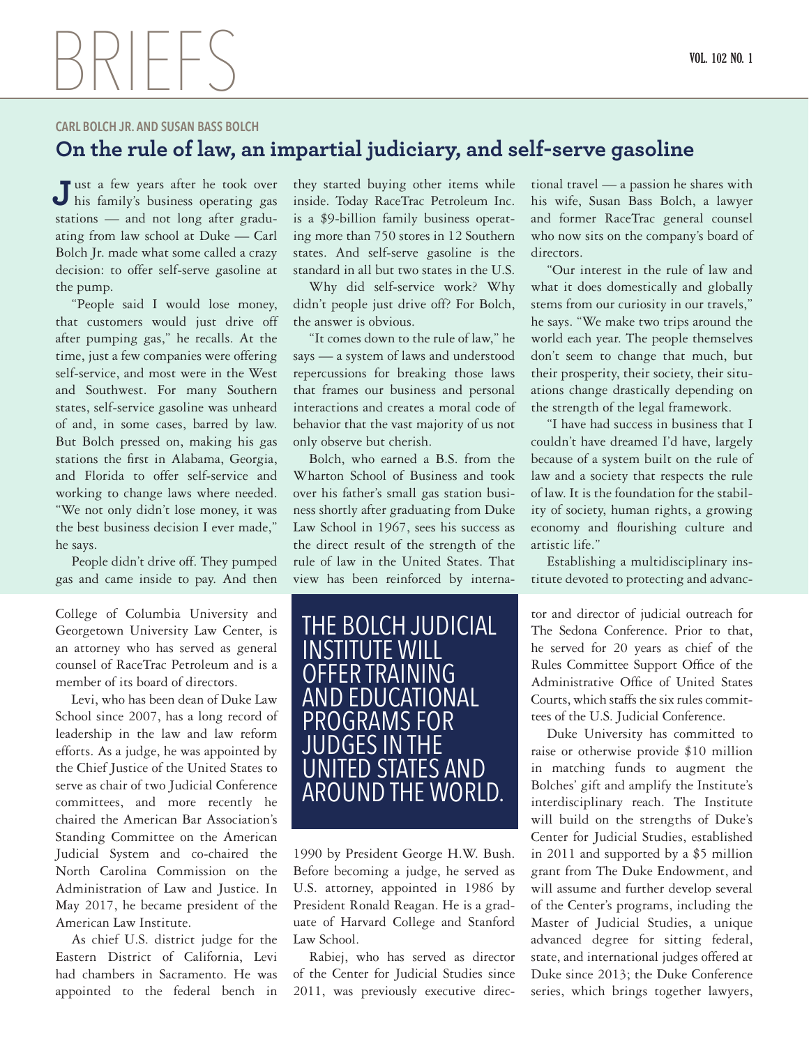# BRIEFS

CARL BOLCH JR. AND SUSAN BASS BOLCH

## On the rule of law, an impartial judiciary, and self-serve gasoline

Just a few years after he took over his family's business operating gas stations — and not long after graduating from law school at Duke — Carl Bolch Jr. made what some called a crazy decision: to offer self-serve gasoline at the pump.

"People said I would lose money, that customers would just drive off after pumping gas," he recalls. At the time, just a few companies were offering self-service, and most were in the West and Southwest. For many Southern states, self-service gasoline was unheard of and, in some cases, barred by law. But Bolch pressed on, making his gas stations the first in Alabama, Georgia, and Florida to offer self-service and working to change laws where needed. "We not only didn't lose money, it was the best business decision I ever made," he says.

People didn't drive off. They pumped gas and came inside to pay. And then they started buying other items while inside. Today RaceTrac Petroleum Inc. is a $9-billion family business operating more than 750 stores in 12 Southern states. And self-serve gasoline is the standard in all but two states in the U.S.

Why did self-service work? Why didn't people just drive off? For Bolch, the answer is obvious.

"It comes down to the rule of law," he says — a system of laws and understood repercussions for breaking those laws that frames our business and personal interactions and creates a moral code of behavior that the vast majority of us not only observe but cherish.

Bolch, who earned a B.S. from the Wharton School of Business and took over his father's small gas station business shortly after graduating from Duke Law School in 1967, sees his success as the direct result of the strength of the rule of law in the United States. That view has been reinforced by international travel — a passion he shares with his wife, Susan Bass Bolch, a lawyer and former RaceTrac general counsel who now sits on the company's board of directors.

"Our interest in the rule of law and what it does domestically and globally stems from our curiosity in our travels," he says. "We make two trips around the world each year. The people themselves don't seem to change that much, but their prosperity, their society, their situations change drastically depending on the strength of the legal framework.

"I have had success in business that I couldn't have dreamed I'd have, largely because of a system built on the rule of law and a society that respects the rule of law. It is the foundation for the stability of society, human rights, a growing economy and flourishing culture and artistic life."

Establishing a multidisciplinary institute devoted to protecting and advanc-

---

College of Columbia University and Georgetown University Law Center, is an attorney who has served as general counsel of RaceTrac Petroleum and is a member of its board of directors.

Levi, who has been dean of Duke Law School since 2007, has a long record of leadership in the law and law reform efforts. As a judge, he was appointed by the Chief Justice of the United States to serve as chair of two Judicial Conference committees, and more recently he chaired the American Bar Association's Standing Committee on the American Judicial System and co-chaired the North Carolina Commission on the Administration of Law and Justice. In May 2017, he became president of the American Law Institute.

As chief U.S. district judge for the Eastern District of California, Levi had chambers in Sacramento. He was appointed to the federal bench in 1990 by President George H.W. Bush. Before becoming a judge, he served as U.S. attorney, appointed in 1986 by President Ronald Reagan. He is a graduate of Harvard College and Stanford Law School.

> THE BOLCH JUDICIAL INSTITUTE WILL OFFER TRAINING AND EDUCATIONAL PROGRAMS FOR JUDGES IN THE UNITED STATES AND AROUND THE WORLD.

Rabiej, who has served as director of the Center for Judicial Studies since 2011, was previously executive director and director of judicial outreach for The Sedona Conference. Prior to that, he served for 20 years as chief of the Rules Committee Support Office of the Administrative Office of United States Courts, which staffs the six rules committees of the U.S. Judicial Conference.

Duke University has committed to raise or otherwise provide $10 million in matching funds to augment the Bolches' gift and amplify the Institute's interdisciplinary reach. The Institute will build on the strengths of Duke's Center for Judicial Studies, established in 2011 and supported by a $5 million grant from The Duke Endowment, and will assume and further develop several of the Center's programs, including the Master of Judicial Studies, a unique advanced degree for sitting federal, state, and international judges offered at Duke since 2013; the Duke Conference series, which brings together lawyers,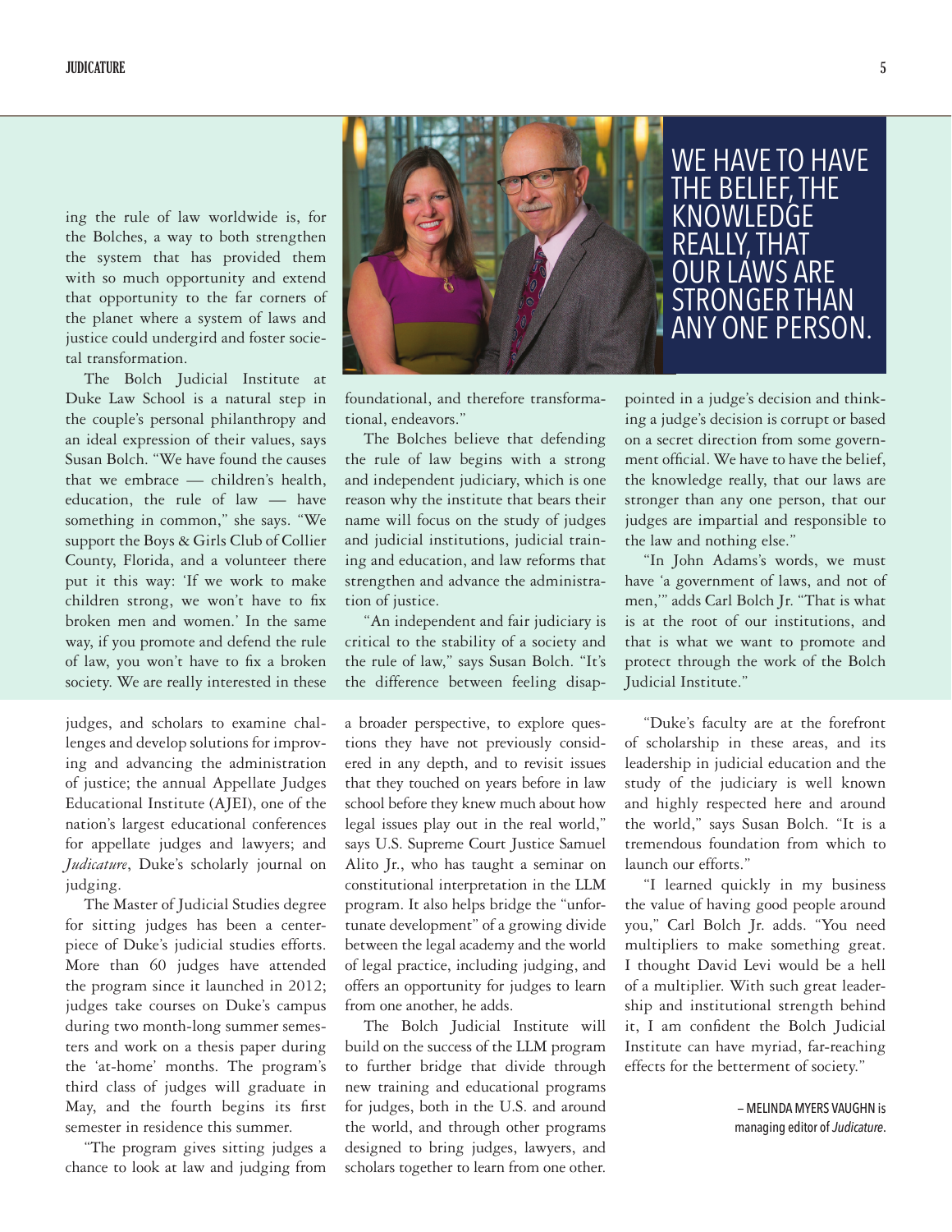ing the rule of law worldwide is, for the Bolches, a way to both strengthen the system that has provided them with so much opportunity and extend that opportunity to the far corners of the planet where a system of laws and justice could undergird and foster societal transformation.

The Bolch Judicial Institute at Duke Law School is a natural step in the couple's personal philanthropy and an ideal expression of their values, says Susan Bolch. "We have found the causes that we embrace — children's health, education, the rule of law — have something in common," she says. "We support the Boys & Girls Club of Collier County, Florida, and a volunteer there put it this way: 'If we work to make children strong, we won't have to fix broken men and women.' In the same way, if you promote and defend the rule of law, you won't have to fix a broken society. We are really interested in these foundational, and therefore transformational, endeavors."

The Bolches believe that defending the rule of law begins with a strong and independent judiciary, which is one reason why the institute that bears their name will focus on the study of judges and judicial institutions, judicial training and education, and law reforms that strengthen and advance the administration of justice.

"An independent and fair judiciary is critical to the stability of a society and the rule of law," says Susan Bolch. "It's the difference between feeling disappointed in a judge's decision and thinking a judge's decision is corrupt or based on a secret direction from some government official. We have to have the belief, the knowledge really, that our laws are stronger than any one person, that our judges are impartial and responsible to the law and nothing else."

"In John Adams's words, we must have 'a government of laws, and not of men,'" adds Carl Bolch Jr. "That is what is at the root of our institutions, and that is what we want to promote and protect through the work of the Bolch Judicial Institute."

> WE HAVE TO HAVE THE BELIEF, THE KNOWLEDGE REALLY, THAT OUR LAWS ARE STRONGER THAN ANY ONE PERSON.

judges, and scholars to examine challenges and develop solutions for improving and advancing the administration of justice; the annual Appellate Judges Educational Institute (AJEI), one of the nation's largest educational conferences for appellate judges and lawyers; and *Judicature*, Duke's scholarly journal on judging.

The Master of Judicial Studies degree for sitting judges has been a centerpiece of Duke's judicial studies efforts. More than 60 judges have attended the program since it launched in 2012; judges take courses on Duke's campus during two month-long summer semesters and work on a thesis paper during the 'at-home' months. The program's third class of judges will graduate in May, and the fourth begins its first semester in residence this summer.

"The program gives sitting judges a chance to look at law and judging from a broader perspective, to explore questions they have not previously considered in any depth, and to revisit issues that they touched on years before in law school before they knew much about how legal issues play out in the real world," says U.S. Supreme Court Justice Samuel Alito Jr., who has taught a seminar on constitutional interpretation in the LLM program. It also helps bridge the "unfortunate development" of a growing divide between the legal academy and the world of legal practice, including judging, and offers an opportunity for judges to learn from one another, he adds.

The Bolch Judicial Institute will build on the success of the LLM program to further bridge that divide through new training and educational programs for judges, both in the U.S. and around the world, and through other programs designed to bring judges, lawyers, and scholars together to learn from one other.

"Duke's faculty are at the forefront of scholarship in these areas, and its leadership in judicial education and the study of the judiciary is well known and highly respected here and around the world," says Susan Bolch. "It is a tremendous foundation from which to launch our efforts."

"I learned quickly in my business the value of having good people around you," Carl Bolch Jr. adds. "You need multipliers to make something great. I thought David Levi would be a hell of a multiplier. With such great leadership and institutional strength behind it, I am confident the Bolch Judicial Institute can have myriad, far-reaching effects for the betterment of society."

– MELINDA MYERS VAUGHN is managing editor of *Judicature*.